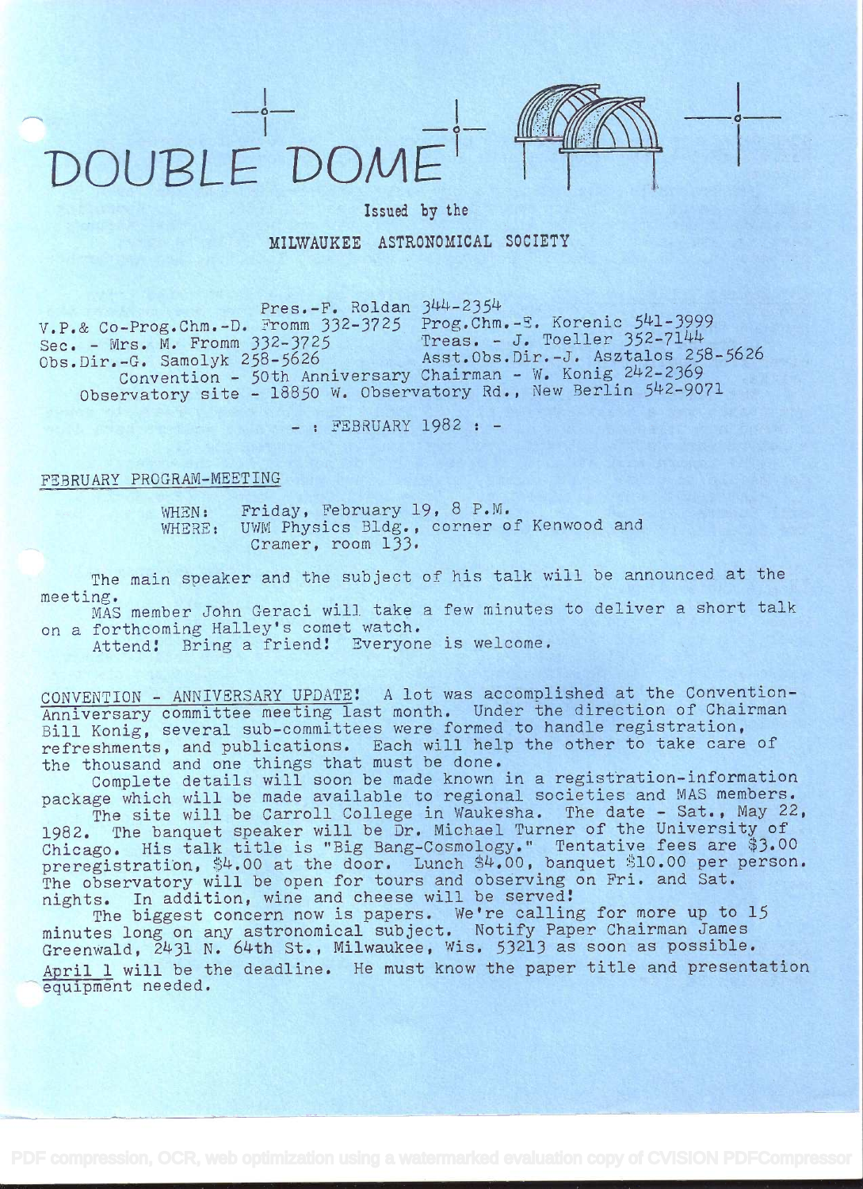# DOUBLE DOME

Issued by the

MILWAUKEE ASTRONOMICAL SOCIETY

Pres.-F. Roldan 344-2354
V.P.& Co-Prog.Chm.-D. Fromm 332-3725 Prog.Chm.-E. Korenic 541-3999
Sec. - Mrs. M. Fromm 332-3725 Treas. - J. Toeller 352-7144
Obs.Dir.-G. Samolyk 258-5626 Asst.Obs.Dir.-J. Asztalos 258-5626
Convention - 50th Anniversary Chairman - W. Konig 242-2369
Observatory site - 18850 W. Observatory Rd., New Berlin 542-9071

- : FEBRUARY 1982 : -

## FEBRUARY PROGRAM-MEETING

WHEN: Friday, February 19, 8 P.M.
WHERE: UWM Physics Bldg., corner of Kenwood and Cramer, room 133.

The main speaker and the subject of his talk will be announced at the meeting.

MAS member John Geraci will take a few minutes to deliver a short talk on a forthcoming Halley's comet watch.

Attend! Bring a friend! Everyone is welcome.

CONVENTION - ANNIVERSARY UPDATE! A lot was accomplished at the Convention-Anniversary committee meeting last month. Under the direction of Chairman Bill Konig, several sub-committees were formed to handle registration, refreshments, and publications. Each will help the other to take care of the thousand and one things that must be done.

Complete details will soon be made known in a registration-information package which will be made available to regional societies and MAS members.

The site will be Carroll College in Waukesha. The date - Sat., May 22, 1982. The banquet speaker will be Dr. Michael Turner of the University of Chicago. His talk title is "Big Bang-Cosmology." Tentative fees are $3.00 preregistration, $4.00 at the door. Lunch $4.00, banquet $10.00 per person. The observatory will be open for tours and observing on Fri. and Sat. nights. In addition, wine and cheese will be served!

The biggest concern now is papers. We're calling for more up to 15 minutes long on any astronomical subject. Notify Paper Chairman James Greenwald, 2431 N. 64th St., Milwaukee, Wis. 53213 as soon as possible. April 1 will be the deadline. He must know the paper title and presentation equipment needed.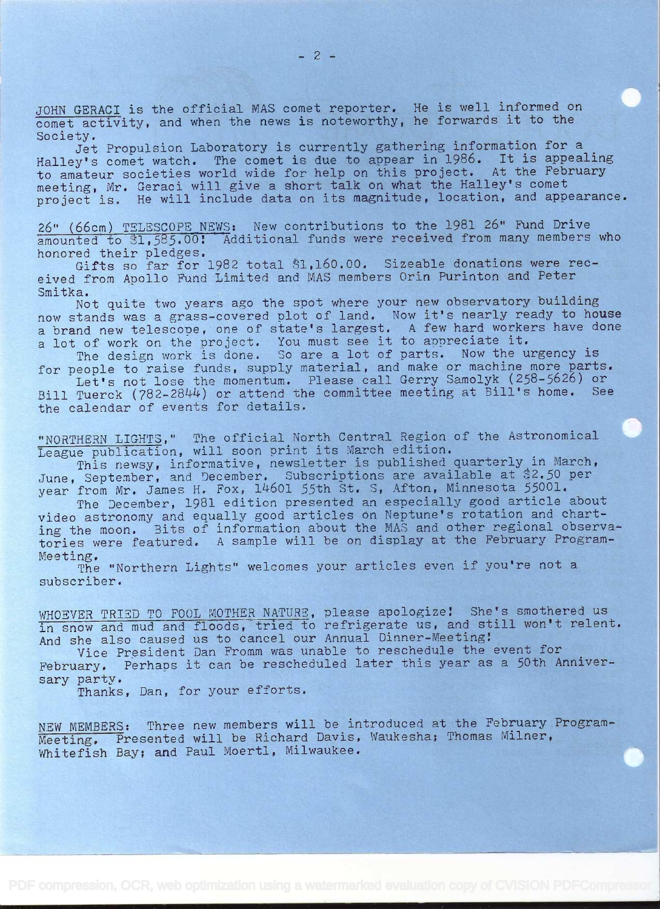JOHN GERACI is the official MAS comet reporter. He is well informed on comet activity, and when the news is noteworthy, he forwards it to the Society.

Jet Propulsion Laboratory is currently gathering information for a Halley's comet watch. The comet is due to appear in 1986. It is appealing to amateur societies world wide for help on this project. At the February meeting, Mr. Geraci will give a short talk on what the Halley's comet project is. He will include data on its magnitude, location, and appearance.

26" (66cm) TELESCOPE NEWS: New contributions to the 1981 26" Fund Drive amounted to $1,585.00! Additional funds were received from many members who honored their pledges.

Gifts so far for 1982 total $1,160.00. Sizeable donations were received from Apollo Fund Limited and MAS members Orin Purinton and Peter Smitka.

Not quite two years ago the spot where your new observatory building now stands was a grass-covered plot of land. Now it's nearly ready to house a brand new telescope, one of state's largest. A few hard workers have done a lot of work on the project. You must see it to appreciate it.

The design work is done. So are a lot of parts. Now the urgency is for people to raise funds, supply material, and make or machine more parts.

Let's not lose the momentum. Please call Gerry Samolyk (258-5626) or Bill Tuerck (782-2844) or attend the committee meeting at Bill's home. See the calendar of events for details.

"NORTHERN LIGHTS," The official North Central Region of the Astronomical League publication, will soon print its March edition.

This newsy, informative, newsletter is published quarterly in March, June, September, and December. Subscriptions are available at $2.50 per year from Mr. James H. Fox, 14601 55th St. S, Afton, Minnesota 55001.

The December, 1981 edition presented an especially good article about video astronomy and equally good articles on Neptune's rotation and charting the moon. Bits of information about the MAS and other regional observatories were featured. A sample will be on display at the February Program-Meeting.

The "Northern Lights" welcomes your articles even if you're not a subscriber.

WHOEVER TRIED TO FOOL MOTHER NATURE, please apologize! She's smothered us in snow and mud and floods, tried to refrigerate us, and still won't relent. And she also caused us to cancel our Annual Dinner-Meeting!

Vice President Dan Fromm was unable to reschedule the event for February. Perhaps it can be rescheduled later this year as a 50th Anniversary party.

Thanks, Dan, for your efforts.

NEW MEMBERS: Three new members will be introduced at the February Program-Meeting. Presented will be Richard Davis, Waukesha; Thomas Milner, Whitefish Bay; and Paul Moertl, Milwaukee.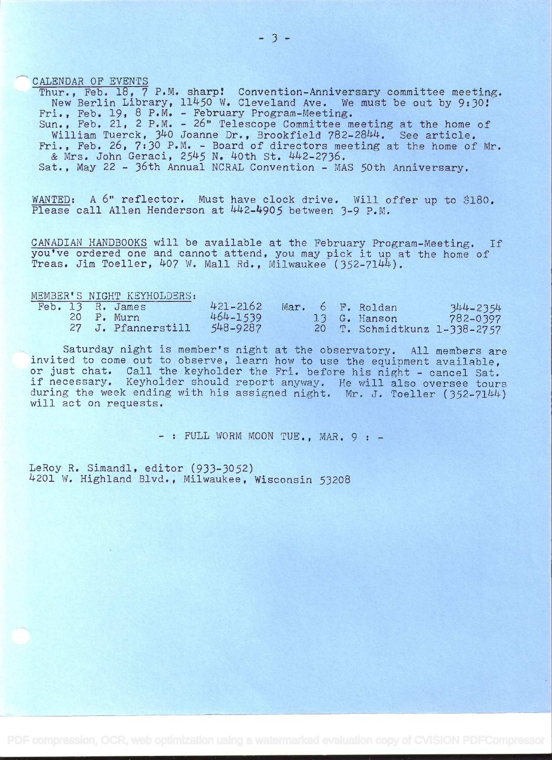CALENDAR OF EVENTS

Thur., Feb. 18, 7 P.M. sharp! Convention-Anniversary committee meeting. New Berlin Library, 11450 W. Cleveland Ave. We must be out by 9:30!
Fri., Feb. 19, 8 P.M. - February Program-Meeting.
Sun., Feb. 21, 2 P.M. - 26" Telescope Committee meeting at the home of William Tuerck, 340 Joanne Dr., Brookfield 782-2844. See article.
Fri., Feb. 26, 7:30 P.M. - Board of directors meeting at the home of Mr. & Mrs. John Geraci, 2545 N. 40th St. 442-2736.
Sat., May 22 - 36th Annual NCRAL Convention - MAS 50th Anniversary.

WANTED: A 6" reflector. Must have clock drive. Will offer up to $180. Please call Allen Henderson at 442-4905 between 3-9 P.M.

CANADIAN HANDBOOKS will be available at the February Program-Meeting. If you've ordered one and cannot attend, you may pick it up at the home of Treas. Jim Toeller, 407 W. Mall Rd., Milwaukee (352-7144).

MEMBER'S NIGHT KEYHOLDERS:

| | | | | | |
|---|---|---|---|---|---|
| Feb. 13 | R. James | 421-2162 | Mar. 6 | F. Roldan | 344-2354 |
| 20 | P. Murn | 464-1539 | 13 | G. Hanson | 782-0397 |
| 27 | J. Pfannerstill | 548-9287 | 20 | T. Schmidtkunz | 1-338-2757 |

Saturday night is member's night at the observatory. All members are invited to come out to observe, learn how to use the equipment available, or just chat. Call the keyholder the Fri. before his night - cancel Sat. if necessary. Keyholder should report anyway. He will also oversee tours during the week ending with his assigned night. Mr. J. Toeller (352-7144) will act on requests.

- : FULL WORM MOON TUE., MAR. 9 : -

LeRoy R. Simandl, editor (933-3052)
4201 W. Highland Blvd., Milwaukee, Wisconsin 53208